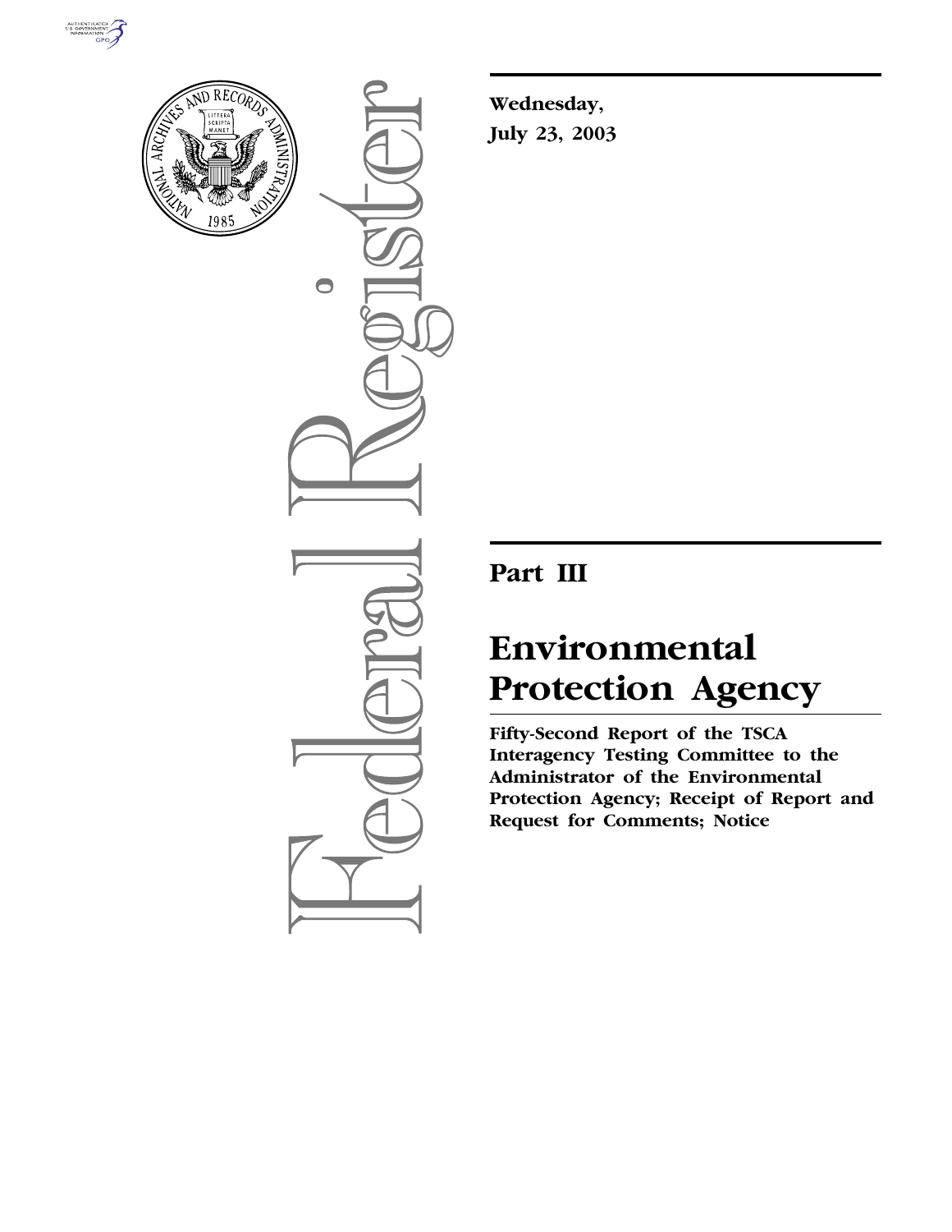Wednesday,

July 23, 2003

# Part III

# Environmental Protection Agency

**Fifty-Second Report of the TSCA Interagency Testing Committee to the Administrator of the Environmental Protection Agency; Receipt of Report and Request for Comments; Notice**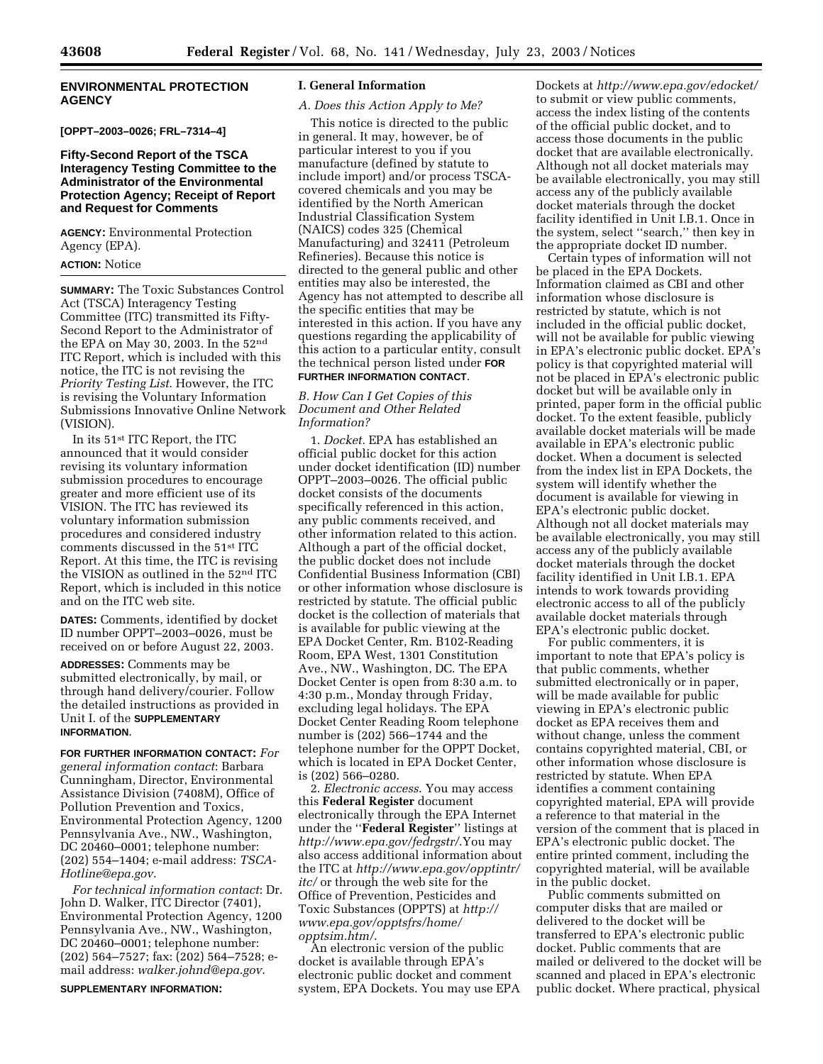## ENVIRONMENTAL PROTECTION AGENCY

**[OPPT–2003–0026; FRL–7314–4]**

### Fifty-Second Report of the TSCA Interagency Testing Committee to the Administrator of the Environmental Protection Agency; Receipt of Report and Request for Comments

**AGENCY:** Environmental Protection Agency (EPA).

**ACTION:** Notice

**SUMMARY:** The Toxic Substances Control Act (TSCA) Interagency Testing Committee (ITC) transmitted its Fifty-Second Report to the Administrator of the EPA on May 30, 2003. In the 52nd ITC Report, which is included with this notice, the ITC is not revising the *Priority Testing List*. However, the ITC is revising the Voluntary Information Submissions Innovative Online Network (VISION).

In its 51st ITC Report, the ITC announced that it would consider revising its voluntary information submission procedures to encourage greater and more efficient use of its VISION. The ITC has reviewed its voluntary information submission procedures and considered industry comments discussed in the 51st ITC Report. At this time, the ITC is revising the VISION as outlined in the 52nd ITC Report, which is included in this notice and on the ITC web site.

**DATES:** Comments, identified by docket ID number OPPT–2003–0026, must be received on or before August 22, 2003.

**ADDRESSES:** Comments may be submitted electronically, by mail, or through hand delivery/courier. Follow the detailed instructions as provided in Unit I. of the **SUPPLEMENTARY INFORMATION**.

**FOR FURTHER INFORMATION CONTACT:** *For general information contact*: Barbara Cunningham, Director, Environmental Assistance Division (7408M), Office of Pollution Prevention and Toxics, Environmental Protection Agency, 1200 Pennsylvania Ave., NW., Washington, DC 20460–0001; telephone number: (202) 554–1404; e-mail address: *TSCA-Hotline@epa.gov*.

*For technical information contact*: Dr. John D. Walker, ITC Director (7401), Environmental Protection Agency, 1200 Pennsylvania Ave., NW., Washington, DC 20460–0001; telephone number: (202) 564–7527; fax: (202) 564–7528; e-mail address: *walker.johnd@epa.gov*.

**SUPPLEMENTARY INFORMATION:**

## I. General Information

### *A. Does this Action Apply to Me?*

This notice is directed to the public in general. It may, however, be of particular interest to you if you manufacture (defined by statute to include import) and/or process TSCA-covered chemicals and you may be identified by the North American Industrial Classification System (NAICS) codes 325 (Chemical Manufacturing) and 32411 (Petroleum Refineries). Because this notice is directed to the general public and other entities may also be interested, the Agency has not attempted to describe all the specific entities that may be interested in this action. If you have any questions regarding the applicability of this action to a particular entity, consult the technical person listed under **FOR FURTHER INFORMATION CONTACT**.

### *B. How Can I Get Copies of this Document and Other Related Information?*

1. *Docket*. EPA has established an official public docket for this action under docket identification (ID) number OPPT–2003–0026. The official public docket consists of the documents specifically referenced in this action, any public comments received, and other information related to this action. Although a part of the official docket, the public docket does not include Confidential Business Information (CBI) or other information whose disclosure is restricted by statute. The official public docket is the collection of materials that is available for public viewing at the EPA Docket Center, Rm. B102-Reading Room, EPA West, 1301 Constitution Ave., NW., Washington, DC. The EPA Docket Center is open from 8:30 a.m. to 4:30 p.m., Monday through Friday, excluding legal holidays. The EPA Docket Center Reading Room telephone number is (202) 566–1744 and the telephone number for the OPPT Docket, which is located in EPA Docket Center, is (202) 566–0280.

2. *Electronic access*. You may access this **Federal Register** document electronically through the EPA Internet under the ''**Federal Register**'' listings at *http://www.epa.gov/fedrgstr/*.You may also access additional information about the ITC at *http://www.epa.gov/opptintr/itc/* or through the web site for the Office of Prevention, Pesticides and Toxic Substances (OPPTS) at *http://www.epa.gov/opptsfrs/home/opptsim.htm/*.

An electronic version of the public docket is available through EPA's electronic public docket and comment system, EPA Dockets. You may use EPA Dockets at *http://www.epa.gov/edocket/* to submit or view public comments, access the index listing of the contents of the official public docket, and to access those documents in the public docket that are available electronically. Although not all docket materials may be available electronically, you may still access any of the publicly available docket materials through the docket facility identified in Unit I.B.1. Once in the system, select ''search,'' then key in the appropriate docket ID number.

Certain types of information will not be placed in the EPA Dockets. Information claimed as CBI and other information whose disclosure is restricted by statute, which is not included in the official public docket, will not be available for public viewing in EPA's electronic public docket. EPA's policy is that copyrighted material will not be placed in EPA's electronic public docket but will be available only in printed, paper form in the official public docket. To the extent feasible, publicly available docket materials will be made available in EPA's electronic public docket. When a document is selected from the index list in EPA Dockets, the system will identify whether the document is available for viewing in EPA's electronic public docket. Although not all docket materials may be available electronically, you may still access any of the publicly available docket materials through the docket facility identified in Unit I.B.1. EPA intends to work towards providing electronic access to all of the publicly available docket materials through EPA's electronic public docket.

For public commenters, it is important to note that EPA's policy is that public comments, whether submitted electronically or in paper, will be made available for public viewing in EPA's electronic public docket as EPA receives them and without change, unless the comment contains copyrighted material, CBI, or other information whose disclosure is restricted by statute. When EPA identifies a comment containing copyrighted material, EPA will provide a reference to that material in the version of the comment that is placed in EPA's electronic public docket. The entire printed comment, including the copyrighted material, will be available in the public docket.

Public comments submitted on computer disks that are mailed or delivered to the docket will be transferred to EPA's electronic public docket. Public comments that are mailed or delivered to the docket will be scanned and placed in EPA's electronic public docket. Where practical, physical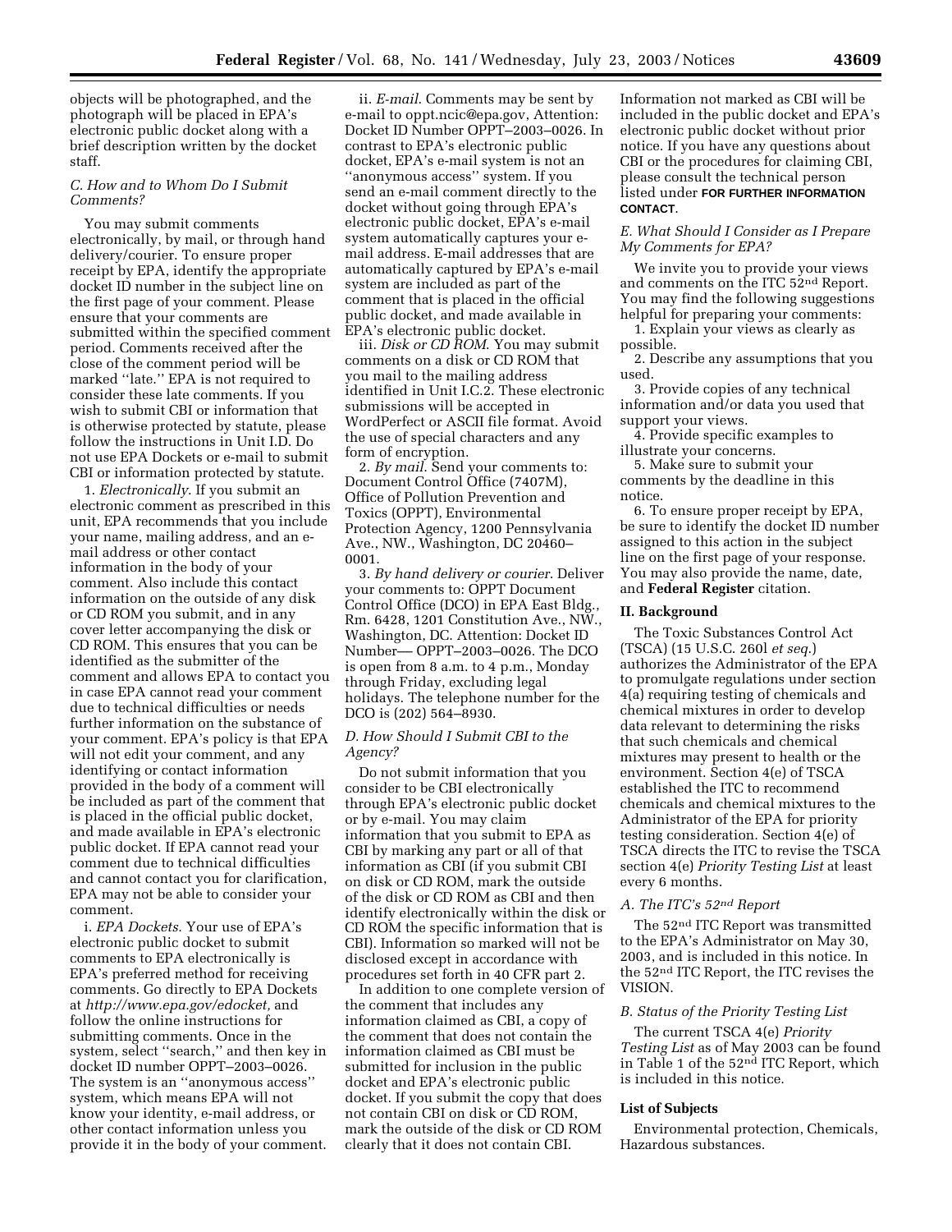objects will be photographed, and the photograph will be placed in EPA's electronic public docket along with a brief description written by the docket staff.

### *C. How and to Whom Do I Submit Comments?*

You may submit comments electronically, by mail, or through hand delivery/courier. To ensure proper receipt by EPA, identify the appropriate docket ID number in the subject line on the first page of your comment. Please ensure that your comments are submitted within the specified comment period. Comments received after the close of the comment period will be marked "late." EPA is not required to consider these late comments. If you wish to submit CBI or information that is otherwise protected by statute, please follow the instructions in Unit I.D. Do not use EPA Dockets or e-mail to submit CBI or information protected by statute.

1. *Electronically*. If you submit an electronic comment as prescribed in this unit, EPA recommends that you include your name, mailing address, and an e-mail address or other contact information in the body of your comment. Also include this contact information on the outside of any disk or CD ROM you submit, and in any cover letter accompanying the disk or CD ROM. This ensures that you can be identified as the submitter of the comment and allows EPA to contact you in case EPA cannot read your comment due to technical difficulties or needs further information on the substance of your comment. EPA's policy is that EPA will not edit your comment, and any identifying or contact information provided in the body of a comment will be included as part of the comment that is placed in the official public docket, and made available in EPA's electronic public docket. If EPA cannot read your comment due to technical difficulties and cannot contact you for clarification, EPA may not be able to consider your comment.

i. *EPA Dockets*. Your use of EPA's electronic public docket to submit comments to EPA electronically is EPA's preferred method for receiving comments. Go directly to EPA Dockets at *http://www.epa.gov/edocket,* and follow the online instructions for submitting comments. Once in the system, select "search," and then key in docket ID number OPPT–2003–0026. The system is an "anonymous access" system, which means EPA will not know your identity, e-mail address, or other contact information unless you provide it in the body of your comment.

ii. *E-mail*. Comments may be sent by e-mail to oppt.ncic@epa.gov, Attention: Docket ID Number OPPT–2003–0026. In contrast to EPA's electronic public docket, EPA's e-mail system is not an "anonymous access" system. If you send an e-mail comment directly to the docket without going through EPA's electronic public docket, EPA's e-mail system automatically captures your e-mail address. E-mail addresses that are automatically captured by EPA's e-mail system are included as part of the comment that is placed in the official public docket, and made available in EPA's electronic public docket.

iii. *Disk or CD ROM*. You may submit comments on a disk or CD ROM that you mail to the mailing address identified in Unit I.C.2. These electronic submissions will be accepted in WordPerfect or ASCII file format. Avoid the use of special characters and any form of encryption.

2. *By mail*. Send your comments to: Document Control Office (7407M), Office of Pollution Prevention and Toxics (OPPT), Environmental Protection Agency, 1200 Pennsylvania Ave., NW., Washington, DC 20460–0001.

3. *By hand delivery or courier*. Deliver your comments to: OPPT Document Control Office (DCO) in EPA East Bldg., Rm. 6428, 1201 Constitution Ave., NW., Washington, DC. Attention: Docket ID Number— OPPT–2003–0026. The DCO is open from 8 a.m. to 4 p.m., Monday through Friday, excluding legal holidays. The telephone number for the DCO is (202) 564–8930.

### *D. How Should I Submit CBI to the Agency?*

Do not submit information that you consider to be CBI electronically through EPA's electronic public docket or by e-mail. You may claim information that you submit to EPA as CBI by marking any part or all of that information as CBI (if you submit CBI on disk or CD ROM, mark the outside of the disk or CD ROM as CBI and then identify electronically within the disk or CD ROM the specific information that is CBI). Information so marked will not be disclosed except in accordance with procedures set forth in 40 CFR part 2.

In addition to one complete version of the comment that includes any information claimed as CBI, a copy of the comment that does not contain the information claimed as CBI must be submitted for inclusion in the public docket and EPA's electronic public docket. If you submit the copy that does not contain CBI on disk or CD ROM, mark the outside of the disk or CD ROM clearly that it does not contain CBI. Information not marked as CBI will be included in the public docket and EPA's electronic public docket without prior notice. If you have any questions about CBI or the procedures for claiming CBI, please consult the technical person listed under **FOR FURTHER INFORMATION CONTACT**.

### *E. What Should I Consider as I Prepare My Comments for EPA?*

We invite you to provide your views and comments on the ITC 52nd Report. You may find the following suggestions helpful for preparing your comments:

1. Explain your views as clearly as possible.
2. Describe any assumptions that you used.
3. Provide copies of any technical information and/or data you used that support your views.
4. Provide specific examples to illustrate your concerns.
5. Make sure to submit your comments by the deadline in this notice.
6. To ensure proper receipt by EPA, be sure to identify the docket ID number assigned to this action in the subject line on the first page of your response. You may also provide the name, date, and **Federal Register** citation.

## II. Background

The Toxic Substances Control Act (TSCA) (15 U.S.C. 260l *et seq.*) authorizes the Administrator of the EPA to promulgate regulations under section 4(a) requiring testing of chemicals and chemical mixtures in order to develop data relevant to determining the risks that such chemicals and chemical mixtures may present to health or the environment. Section 4(e) of TSCA established the ITC to recommend chemicals and chemical mixtures to the Administrator of the EPA for priority testing consideration. Section 4(e) of TSCA directs the ITC to revise the TSCA section 4(e) *Priority Testing List* at least every 6 months.

### *A. The ITC's 52nd Report*

The 52nd ITC Report was transmitted to the EPA's Administrator on May 30, 2003, and is included in this notice. In the 52nd ITC Report, the ITC revises the VISION.

### *B. Status of the Priority Testing List*

The current TSCA 4(e) *Priority Testing List* as of May 2003 can be found in Table 1 of the 52nd ITC Report, which is included in this notice.

## List of Subjects

Environmental protection, Chemicals, Hazardous substances.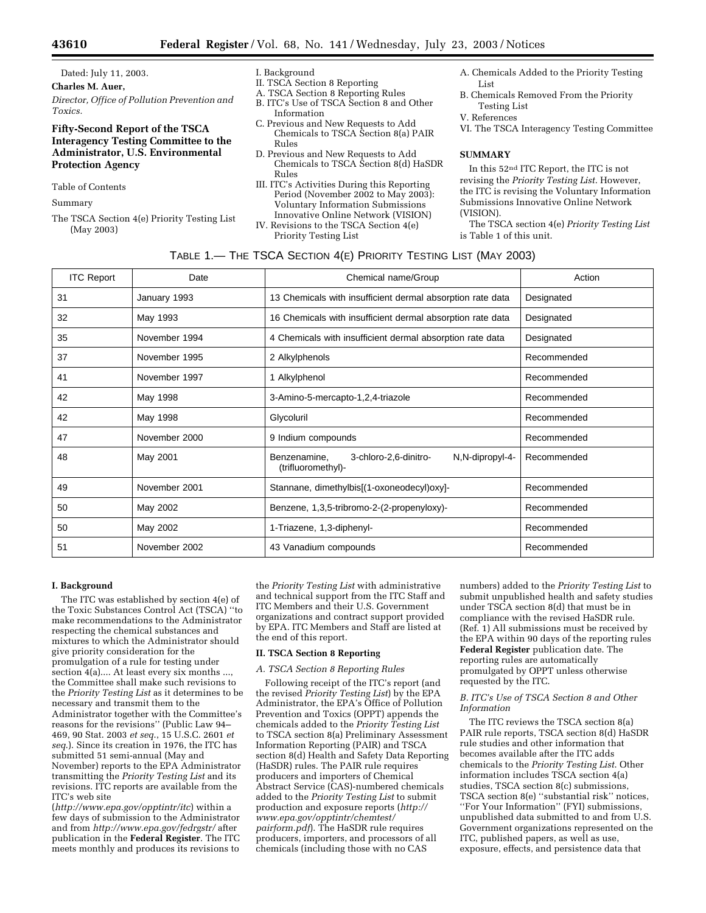Dated: July 11, 2003.

**Charles M. Auer,**

*Director, Office of Pollution Prevention and Toxics.*

## Fifty-Second Report of the TSCA Interagency Testing Committee to the Administrator, U.S. Environmental Protection Agency

Table of Contents

Summary

The TSCA Section 4(e) Priority Testing List (May 2003)

I. Background

II. TSCA Section 8 Reporting

A. TSCA Section 8 Reporting Rules

B. ITC's Use of TSCA Section 8 and Other Information

C. Previous and New Requests to Add Chemicals to TSCA Section 8(a) PAIR Rules

D. Previous and New Requests to Add Chemicals to TSCA Section 8(d) HaSDR Rules

III. ITC's Activities During this Reporting Period (November 2002 to May 2003): Voluntary Information Submissions Innovative Online Network (VISION)

IV. Revisions to the TSCA Section 4(e) Priority Testing List

A. Chemicals Added to the Priority Testing List

B. Chemicals Removed From the Priority Testing List

V. References

VI. The TSCA Interagency Testing Committee

### SUMMARY

In this 52nd ITC Report, the ITC is not revising the *Priority Testing List*. However, the ITC is revising the Voluntary Information Submissions Innovative Online Network (VISION).

The TSCA section 4(e) *Priority Testing List* is Table 1 of this unit.

TABLE 1.— THE TSCA SECTION 4(E) PRIORITY TESTING LIST (MAY 2003)

| ITC Report | Date | Chemical name/Group | Action |
|---|---|---|---|
| 31 | January 1993 | 13 Chemicals with insufficient dermal absorption rate data | Designated |
| 32 | May 1993 | 16 Chemicals with insufficient dermal absorption rate data | Designated |
| 35 | November 1994 | 4 Chemicals with insufficient dermal absorption rate data | Designated |
| 37 | November 1995 | 2 Alkylphenols | Recommended |
| 41 | November 1997 | 1 Alkylphenol | Recommended |
| 42 | May 1998 | 3-Amino-5-mercapto-1,2,4-triazole | Recommended |
| 42 | May 1998 | Glycoluril | Recommended |
| 47 | November 2000 | 9 Indium compounds | Recommended |
| 48 | May 2001 | Benzenamine, 3-chloro-2,6-dinitro- N,N-dipropyl-4-(trifluoromethyl)- | Recommended |
| 49 | November 2001 | Stannane, dimethylbis[(1-oxoneodecyl)oxy]- | Recommended |
| 50 | May 2002 | Benzene, 1,3,5-tribromo-2-(2-propenyloxy)- | Recommended |
| 50 | May 2002 | 1-Triazene, 1,3-diphenyl- | Recommended |
| 51 | November 2002 | 43 Vanadium compounds | Recommended |

### I. Background

The ITC was established by section 4(e) of the Toxic Substances Control Act (TSCA) ''to make recommendations to the Administrator respecting the chemical substances and mixtures to which the Administrator should give priority consideration for the promulgation of a rule for testing under section 4(a).... At least every six months ..., the Committee shall make such revisions to the *Priority Testing List* as it determines to be necessary and transmit them to the Administrator together with the Committee's reasons for the revisions'' (Public Law 94–469, 90 Stat. 2003 *et seq.*, 15 U.S.C. 2601 *et seq.*). Since its creation in 1976, the ITC has submitted 51 semi-annual (May and November) reports to the EPA Administrator transmitting the *Priority Testing List* and its revisions. ITC reports are available from the ITC's web site (*http://www.epa.gov/opptintr/itc*) within a few days of submission to the Administrator and from *http://www.epa.gov/fedrgstr/* after publication in the **Federal Register**. The ITC meets monthly and produces its revisions to the *Priority Testing List* with administrative and technical support from the ITC Staff and ITC Members and their U.S. Government organizations and contract support provided by EPA. ITC Members and Staff are listed at the end of this report.

### II. TSCA Section 8 Reporting

#### *A. TSCA Section 8 Reporting Rules*

Following receipt of the ITC's report (and the revised *Priority Testing List*) by the EPA Administrator, the EPA's Office of Pollution Prevention and Toxics (OPPT) appends the chemicals added to the *Priority Testing List* to TSCA section 8(a) Preliminary Assessment Information Reporting (PAIR) and TSCA section 8(d) Health and Safety Data Reporting (HaSDR) rules. The PAIR rule requires producers and importers of Chemical Abstract Service (CAS)-numbered chemicals added to the *Priority Testing List* to submit production and exposure reports (*http://www.epa.gov/opptintr/chemtest/pairform.pdf*). The HaSDR rule requires producers, importers, and processors of all chemicals (including those with no CAS numbers) added to the *Priority Testing List* to submit unpublished health and safety studies under TSCA section 8(d) that must be in compliance with the revised HaSDR rule. (Ref. 1) All submissions must be received by the EPA within 90 days of the reporting rules **Federal Register** publication date. The reporting rules are automatically promulgated by OPPT unless otherwise requested by the ITC.

#### *B. ITC's Use of TSCA Section 8 and Other Information*

The ITC reviews the TSCA section 8(a) PAIR rule reports, TSCA section 8(d) HaSDR rule studies and other information that becomes available after the ITC adds chemicals to the *Priority Testing List*. Other information includes TSCA section 4(a) studies, TSCA section 8(c) submissions, TSCA section 8(e) ''substantial risk'' notices, ''For Your Information'' (FYI) submissions, unpublished data submitted to and from U.S. Government organizations represented on the ITC, published papers, as well as use, exposure, effects, and persistence data that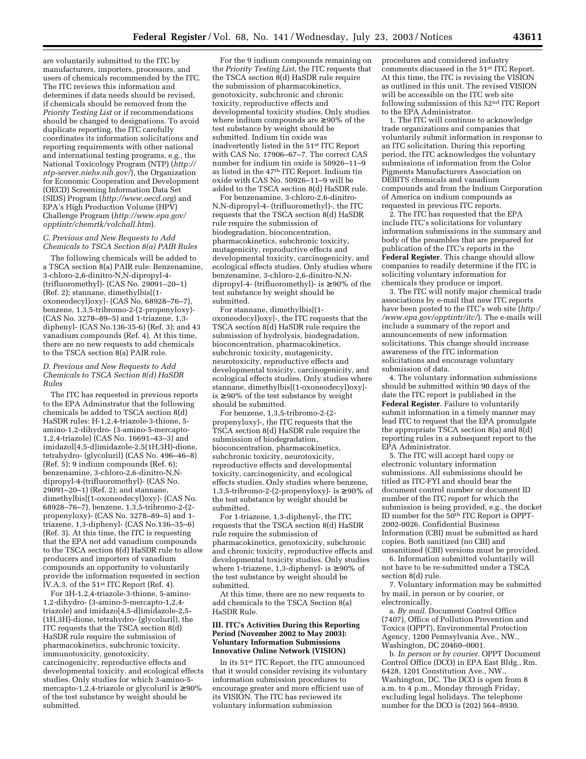are voluntarily submitted to the ITC by manufacturers, importers, processors, and users of chemicals recommended by the ITC. The ITC reviews this information and determines if data needs should be revised, if chemicals should be removed from the *Priority Testing List* or if recommendations should be changed to designations. To avoid duplicate reporting, the ITC carefully coordinates its information solicitations and reporting requirements with other national and international testing programs, e.g., the National Toxicology Program (NTP) (*http://ntp-server.niehs.nih.gov/*), the Organization for Economic Cooperation and Development (OECD) Screening Information Data Set (SIDS) Program (*http://www.oecd.org*) and EPA's High Production Volume (HPV) Challenge Program (*http://www.epa.gov/opptintr/chemrtk/volchall.htm*).

### *C. Previous and New Requests to Add Chemicals to TSCA Section 8(a) PAIR Rules*

The following chemicals will be added to a TSCA section 8(a) PAIR rule: Benzenamine, 3-chloro-2,6-dinitro-N,N-dipropyl-4-(trifluoromethyl)- (CAS No. 29091–20–1) (Ref. 2); stannane, dimethylbis[(1-oxoneodecyl)oxy]- (CAS No. 68928–76–7), benzene, 1,3,5-tribromo-2-(2-propenyloxy)- (CAS No. 3278–89–5) and 1-triazene, 1,3-diphenyl- (CAS No.136-35-6) (Ref. 3); and 43 vanadium compounds (Ref. 4). At this time, there are no new requests to add chemicals to the TSCA section 8(a) PAIR rule.

### *D. Previous and New Requests to Add Chemicals to TSCA Section 8(d) HaSDR Rules*

The ITC has requested in previous reports to the EPA Adminstrator that the following chemicals be added to TSCA section 8(d) HaSDR rules: H-1,2,4-triazole-3-thione, 5-amino-1,2-dihydro- (3-amino-5-mercapto-1,2,4-triazole) (CAS No. 16691–43–3) and imidazol[4,5-d]imidazole-2,5(1H,3H)-dione, tetrahydro- (glycoluril) (CAS No. 496–46–8) (Ref. 5); 9 indium compounds (Ref. 6); benzenamine, 3-chloro-2,6-dinitro-N,N-dipropyl-4-(trifluoromethyl)- (CAS No. 29091–20–1) (Ref. 2); and stannane, dimethylbis[(1-oxoneodecyl)oxy]- (CAS No. 68928–76–7), benzene, 1,3,5-tribromo-2-(2-propenyloxy)- (CAS No. 3278–89–5) and 1-triazene, 1,3-diphenyl- (CAS No.136–35–6) (Ref. 3). At this time, the ITC is requesting that the EPA not add vanadium compounds to the TSCA section 8(d) HaSDR rule to allow producers and importers of vanadium compounds an opportunity to voluntarily provide the information requested in section IV.A.3. of the 51st ITC Report (Ref. 4).

For 3H-1,2,4-triazole-3-thione, 5-amino-1,2-dihydro- (3-amino-5-mercapto-1,2,4-triazole) and imidazo[4,5-d]imidazole-2,5-(1H,3H)-dione, tetrahydro- (glycoluril), the ITC requests that the TSCA section 8(d) HaSDR rule require the submission of pharmacokinetics, subchronic toxicity, immunotoxicity, genotoxicity, carcinogenicity, reproductive effects and developmental toxicity, and ecological effects studies. Only studies for which 3-amino-5-mercapto-1,2,4-triazole or glycoluril is ≥90% of the test substance by weight should be submitted.

For the 9 indium compounds remaining on the *Priority Testing List*, the ITC requests that the TSCA section 8(d) HaSDR rule require the submission of pharmacokinetics, genotoxicity, subchronic and chronic toxicity, reproductive effects and developmental toxicity studies. Only studies where indium compounds are ≥90% of the test substance by weight should be submitted. Indium tin oxide was inadvertently listed in the 51st ITC Report with CAS No. 17906–67–7. The correct CAS number for indium tin oxide is 50926–11–9 as listed in the 47th ITC Report. Indium tin oxide with CAS No. 50926–11–9 will be added to the TSCA section 8(d) HaSDR rule.

For benzenamine, 3-chloro-2,6-dinitro-N,N-dipropyl-4- (trifluoromethyl)-, the ITC requests that the TSCA section 8(d) HaSDR rule require the submission of biodegradation, bioconcentration, pharmacokinetics, subchronic toxicity, mutagenicity, reproductive effects and developmental toxicity, carcinogenicity, and ecological effects studies. Only studies where benzenamine, 3-chloro-2,6-dinitro-N,N-dipropyl-4- (trifluoromethyl)- is ≥90% of the test substance by weight should be submitted.

For stannane, dimethylbis[(1-oxoneodecyl)oxy]-, the ITC requests that the TSCA section 8(d) HaSDR rule require the submission of hydrolysis, biodegradation, bioconcentration, pharmacokinetics, subchronic toxicity, mutagenicity, neurotoxicity, reproductive effects and developmental toxicity, carcinogenicity, and ecological effects studies. Only studies where stannane, dimethylbis[(1-oxoneodecyl)oxy]- is ≥90% of the test substance by weight should be submitted.

For benzene, 1,3,5-tribromo-2-(2-propenyloxy)-, the ITC requests that the TSCA section 8(d) HaSDR rule require the submission of biodegradation, bioconcentration, pharmacokinetics, subchronic toxicity, neurotoxicity, reproductive effects and developmental toxicity, carcinogenicity, and ecological effects studies. Only studies where benzene, 1,3,5-tribromo-2-(2-propenyloxy)- is ≥90% of the test substance by weight should be submitted.

For 1-triazene, 1,3-diphenyl-, the ITC requests that the TSCA section 8(d) HaSDR rule require the submission of pharmacokinetics, genotoxicity, subchronic and chronic toxicity, reproductive effects and developmental toxicity studies. Only studies where 1-triazene, 1,3-diphenyl- is ≥90% of the test substance by weight should be submitted.

At this time, there are no new requests to add chemicals to the TSCA Section 8(a) HaSDR Rule.

## III. ITC's Activities During this Reporting Period (November 2002 to May 2003): Voluntary Information Submissions Innovative Online Network (VISION)

In its 51st ITC Report, the ITC announced that it would consider revising its voluntary information submission procedures to encourage greater and more efficient use of its VISION. The ITC has reviewed its voluntary information submission procedures and considered industry comments discussed in the 51st ITC Report. At this time, the ITC is revising the VISION as outlined in this unit. The revised VISION will be accessible on the ITC web site following submission of this 52nd ITC Report to the EPA Administrator.

1. The ITC will continue to acknowledge trade organizations and companies that voluntarily submit information in response to an ITC solicitation. During this reporting period, the ITC acknowledges the voluntary submissions of information from the Color Pigments Manufacturers Association on DEBITS chemicals and vanadium compounds and from the Indium Corporation of America on indium compounds as requested in previous ITC reports.

2. The ITC has requested that the EPA include ITC's solicitations for voluntary information submissions in the summary and body of the preambles that are prepared for publication of the ITC's reports in the **Federal Register**. This change should allow companies to readily determine if the ITC is soliciting voluntary information for chemicals they produce or import.

3. The ITC will notify major chemical trade associations by e-mail that new ITC reports have been posted to the ITC's web site (*http://www.epa.gov/opptintr/itc/*). The e-mails will include a summary of the report and announcements of new information solicitations. This change should increase awareness of the ITC information solicitations and encourage voluntary submission of data.

4. The voluntary information submissions should be submitted within 90 days of the date the ITC report is published in the **Federal Register**. Failure to voluntarily submit information in a timely manner may lead ITC to request that the EPA promulgate the appropriate TSCA section 8(a) and 8(d) reporting rules in a subsequent report to the EPA Administrator.

5. The ITC will accept hard copy or electronic voluntary information submissions. All submissions should be titled as ITC-FYI and should bear the document control number or document ID number of the ITC report for which the submission is being provided, e.g., the docket ID number for the 50th ITC Report is OPPT-2002-0026. Confidential Business Information (CBI) must be submitted as hard copies. Both sanitized (no CBI) and unsanitized (CBI) versions must be provided.

6. Information submitted voluntarily will not have to be re-submitted under a TSCA section 8(d) rule.

7. Voluntary information may be submitted by mail, in person or by courier, or electronically.

a. *By mail*. Document Control Office (7407), Office of Pollution Prevention and Toxics (OPPT), Environmental Protection Agency, 1200 Pennsylvania Ave., NW., Washington, DC 20460–0001.

b. *In person or by courier*. OPPT Document Control Office (DCO) in EPA East Bldg., Rm. 6428, 1201 Constitution Ave., NW., Washington, DC. The DCO is open from 8 a.m. to 4 p.m., Monday through Friday, excluding legal holidays. The telephone number for the DCO is (202) 564–8930.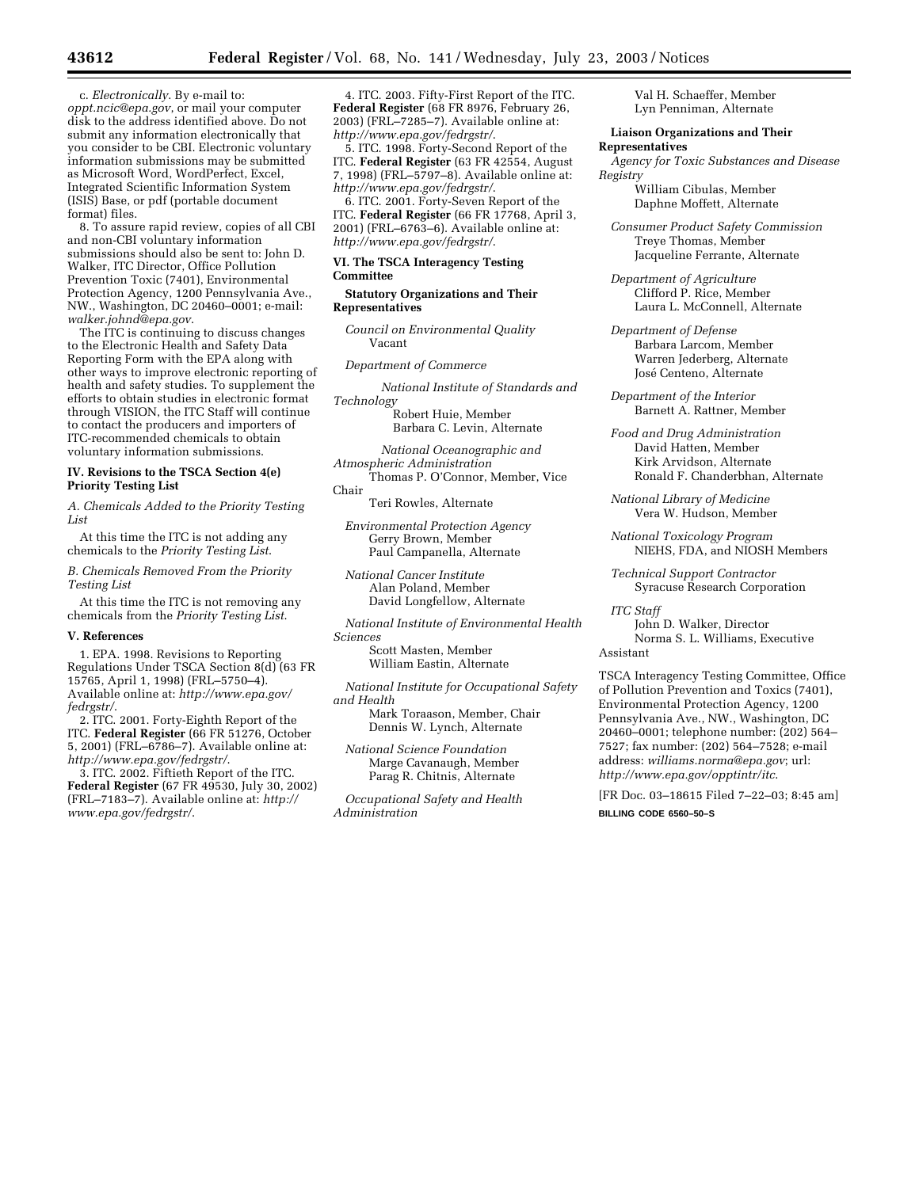c. *Electronically*. By e-mail to: *oppt.ncic@epa.gov*, or mail your computer disk to the address identified above. Do not submit any information electronically that you consider to be CBI. Electronic voluntary information submissions may be submitted as Microsoft Word, WordPerfect, Excel, Integrated Scientific Information System (ISIS) Base, or pdf (portable document format) files.

8. To assure rapid review, copies of all CBI and non-CBI voluntary information submissions should also be sent to: John D. Walker, ITC Director, Office Pollution Prevention Toxic (7401), Environmental Protection Agency, 1200 Pennsylvania Ave., NW., Washington, DC 20460–0001; e-mail: *walker.johnd@epa.gov*.

The ITC is continuing to discuss changes to the Electronic Health and Safety Data Reporting Form with the EPA along with other ways to improve electronic reporting of health and safety studies. To supplement the efforts to obtain studies in electronic format through VISION, the ITC Staff will continue to contact the producers and importers of ITC-recommended chemicals to obtain voluntary information submissions.

## IV. Revisions to the TSCA Section 4(e) Priority Testing List

*A. Chemicals Added to the Priority Testing List*

At this time the ITC is not adding any chemicals to the *Priority Testing List*.

*B. Chemicals Removed From the Priority Testing List*

At this time the ITC is not removing any chemicals from the *Priority Testing List*.

## V. References

1. EPA. 1998. Revisions to Reporting Regulations Under TSCA Section 8(d) (63 FR 15765, April 1, 1998) (FRL–5750–4). Available online at: *http://www.epa.gov/fedrgstr/*.

2. ITC. 2001. Forty-Eighth Report of the ITC. **Federal Register** (66 FR 51276, October 5, 2001) (FRL–6786–7). Available online at: *http://www.epa.gov/fedrgstr/*.

3. ITC. 2002. Fiftieth Report of the ITC. **Federal Register** (67 FR 49530, July 30, 2002) (FRL–7183–7). Available online at: *http://www.epa.gov/fedrgstr/*.

4. ITC. 2003. Fifty-First Report of the ITC. **Federal Register** (68 FR 8976, February 26, 2003) (FRL–7285–7). Available online at: *http://www.epa.gov/fedrgstr/*.

5. ITC. 1998. Forty-Second Report of the ITC. **Federal Register** (63 FR 42554, August 7, 1998) (FRL–5797–8). Available online at: *http://www.epa.gov/fedrgstr/*.

6. ITC. 2001. Forty-Seven Report of the ITC. **Federal Register** (66 FR 17768, April 3, 2001) (FRL–6763–6). Available online at: *http://www.epa.gov/fedrgstr/*.

## VI. The TSCA Interagency Testing Committee

**Statutory Organizations and Their Representatives**

*Council on Environmental Quality*
Vacant

*Department of Commerce*

*National Institute of Standards and Technology*
Robert Huie, Member
Barbara C. Levin, Alternate

*National Oceanographic and Atmospheric Administration*
Thomas P. O'Connor, Member, Vice Chair
Teri Rowles, Alternate

*Environmental Protection Agency*
Gerry Brown, Member
Paul Campanella, Alternate

*National Cancer Institute*
Alan Poland, Member
David Longfellow, Alternate

*National Institute of Environmental Health Sciences*
Scott Masten, Member
William Eastin, Alternate

*National Institute for Occupational Safety and Health*
Mark Toraason, Member, Chair
Dennis W. Lynch, Alternate

*National Science Foundation*
Marge Cavanaugh, Member
Parag R. Chitnis, Alternate

*Occupational Safety and Health Administration*
Val H. Schaeffer, Member
Lyn Penniman, Alternate

**Liaison Organizations and Their Representatives**

*Agency for Toxic Substances and Disease Registry*
William Cibulas, Member
Daphne Moffett, Alternate

*Consumer Product Safety Commission*
Treye Thomas, Member
Jacqueline Ferrante, Alternate

*Department of Agriculture*
Clifford P. Rice, Member
Laura L. McConnell, Alternate

*Department of Defense*
Barbara Larcom, Member
Warren Jederberg, Alternate
José Centeno, Alternate

*Department of the Interior*
Barnett A. Rattner, Member

*Food and Drug Administration*
David Hatten, Member
Kirk Arvidson, Alternate
Ronald F. Chanderbhan, Alternate

*National Library of Medicine*
Vera W. Hudson, Member

*National Toxicology Program*
NIEHS, FDA, and NIOSH Members

*Technical Support Contractor*
Syracuse Research Corporation

*ITC Staff*
John D. Walker, Director
Norma S. L. Williams, Executive Assistant

TSCA Interagency Testing Committee, Office of Pollution Prevention and Toxics (7401), Environmental Protection Agency, 1200 Pennsylvania Ave., NW., Washington, DC 20460–0001; telephone number: (202) 564–7527; fax number: (202) 564–7528; e-mail address: *williams.norma@epa.gov*; url: *http://www.epa.gov/opptintr/itc*.

[FR Doc. 03–18615 Filed 7–22–03; 8:45 am]

**BILLING CODE 6560–50–S**